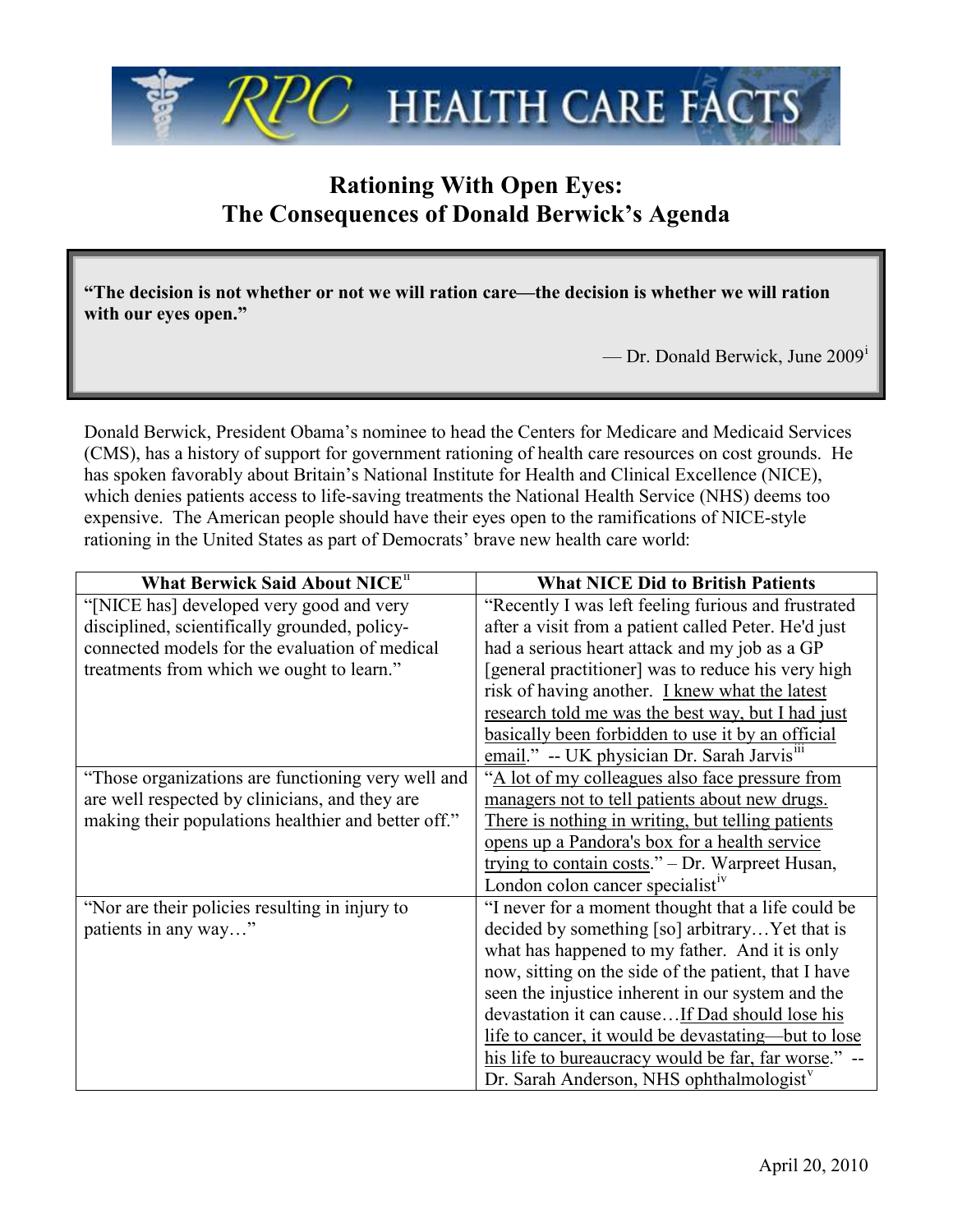# RPC HEALTH CARE FACTS

## Rationing With Open Eyes: The Consequences of Donald Berwick's Agenda

> **"The decision is not whether or not we will ration care—the decision is whether we will ration with our eyes open."**
>
> — Dr. Donald Berwick, June 2009[i]

Donald Berwick, President Obama's nominee to head the Centers for Medicare and Medicaid Services (CMS), has a history of support for government rationing of health care resources on cost grounds. He has spoken favorably about Britain's National Institute for Health and Clinical Excellence (NICE), which denies patients access to life-saving treatments the National Health Service (NHS) deems too expensive. The American people should have their eyes open to the ramifications of NICE-style rationing in the United States as part of Democrats' brave new health care world:

| What Berwick Said About NICE[ii] | What NICE Did to British Patients |
|---|---|
| "[NICE has] developed very good and very disciplined, scientifically grounded, policy-connected models for the evaluation of medical treatments from which we ought to learn." | "Recently I was left feeling furious and frustrated after a visit from a patient called Peter. He'd just had a serious heart attack and my job as a GP [general practitioner] was to reduce his very high risk of having another. <u>I knew what the latest research told me was the best way, but I had just basically been forbidden to use it by an official email</u>." -- UK physician Dr. Sarah Jarvis[iii] |
| "Those organizations are functioning very well and are well respected by clinicians, and they are making their populations healthier and better off." | "<u>A lot of my colleagues also face pressure from managers not to tell patients about new drugs. There is nothing in writing, but telling patients opens up a Pandora's box for a health service trying to contain costs</u>." – Dr. Warpreet Husan, London colon cancer specialist[iv] |
| "Nor are their policies resulting in injury to patients in any way…" | "I never for a moment thought that a life could be decided by something [so] arbitrary…Yet that is what has happened to my father. And it is only now, sitting on the side of the patient, that I have seen the injustice inherent in our system and the devastation it can cause…<u>If Dad should lose his life to cancer, it would be devastating—but to lose his life to bureaucracy would be far, far worse</u>." -- Dr. Sarah Anderson, NHS ophthalmologist[v] |

April 20, 2010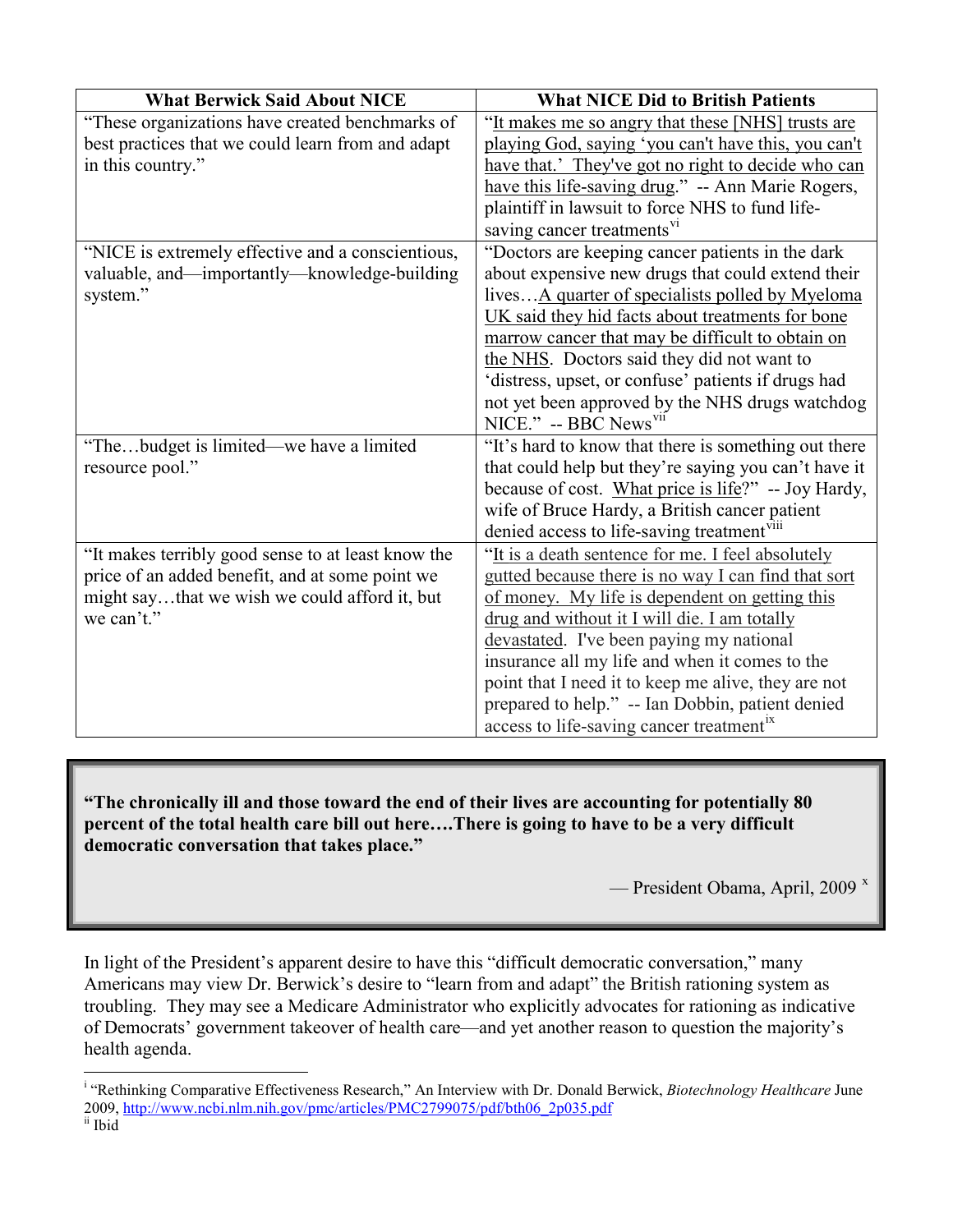| What Berwick Said About NICE | What NICE Did to British Patients |
| --- | --- |
| "These organizations have created benchmarks of best practices that we could learn from and adapt in this country." | "It makes me so angry that these [NHS] trusts are playing God, saying 'you can't have this, you can't have that.' They've got no right to decide who can have this life-saving drug." -- Ann Marie Rogers, plaintiff in lawsuit to force NHS to fund life-saving cancer treatments[vi] |
| "NICE is extremely effective and a conscientious, valuable, and—importantly—knowledge-building system." | "Doctors are keeping cancer patients in the dark about expensive new drugs that could extend their lives…A quarter of specialists polled by Myeloma UK said they hid facts about treatments for bone marrow cancer that may be difficult to obtain on the NHS. Doctors said they did not want to 'distress, upset, or confuse' patients if drugs had not yet been approved by the NHS drugs watchdog NICE." -- BBC News[vii] |
| "The…budget is limited—we have a limited resource pool." | "It's hard to know that there is something out there that could help but they're saying you can't have it because of cost. What price is life?" -- Joy Hardy, wife of Bruce Hardy, a British cancer patient denied access to life-saving treatment[viii] |
| "It makes terribly good sense to at least know the price of an added benefit, and at some point we might say…that we wish we could afford it, but we can't." | "It is a death sentence for me. I feel absolutely gutted because there is no way I can find that sort of money. My life is dependent on getting this drug and without it I will die. I am totally devastated. I've been paying my national insurance all my life and when it comes to the point that I need it to keep me alive, they are not prepared to help." -- Ian Dobbin, patient denied access to life-saving cancer treatment[ix] |

> **"The chronically ill and those toward the end of their lives are accounting for potentially 80 percent of the total health care bill out here….There is going to have to be a very difficult democratic conversation that takes place."**
>
> — President Obama, April, 2009 [x]

In light of the President's apparent desire to have this "difficult democratic conversation," many Americans may view Dr. Berwick's desire to "learn from and adapt" the British rationing system as troubling. They may see a Medicare Administrator who explicitly advocates for rationing as indicative of Democrats' government takeover of health care—and yet another reason to question the majority's health agenda.

---

[i] "Rethinking Comparative Effectiveness Research," An Interview with Dr. Donald Berwick, *Biotechnology Healthcare* June 2009, http://www.ncbi.nlm.nih.gov/pmc/articles/PMC2799075/pdf/bth06_2p035.pdf

[ii] Ibid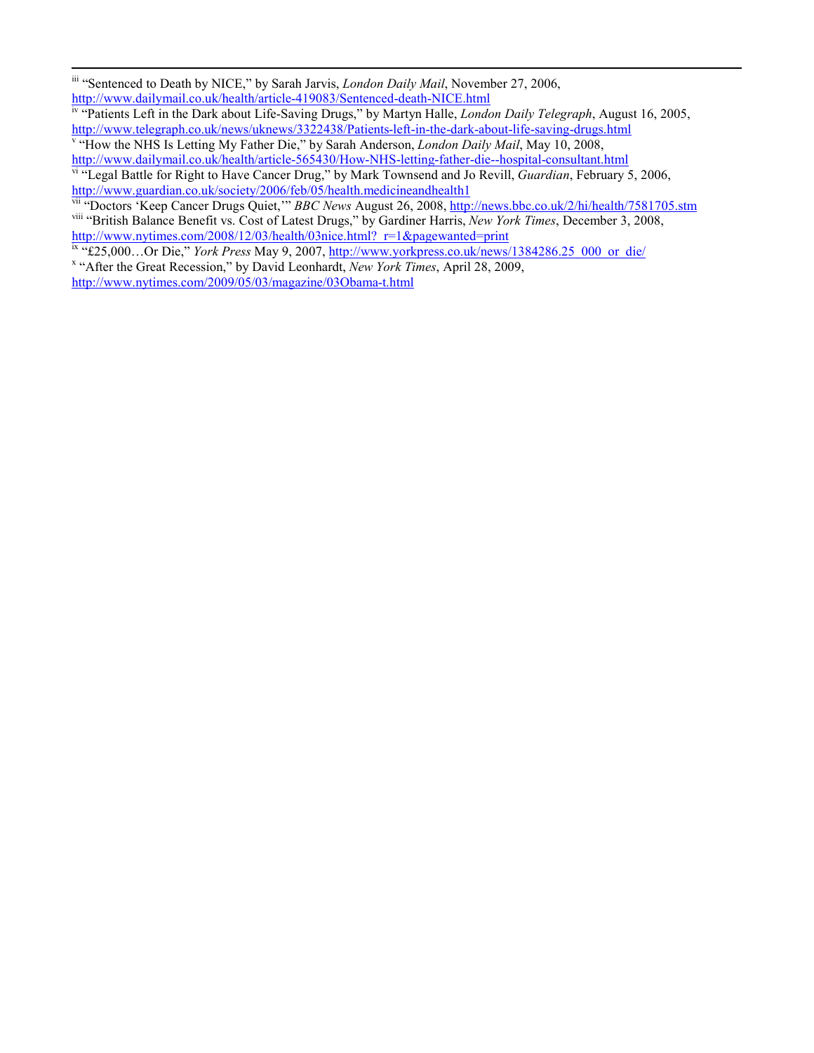[iii] "Sentenced to Death by NICE," by Sarah Jarvis, *London Daily Mail*, November 27, 2006, http://www.dailymail.co.uk/health/article-419083/Sentenced-death-NICE.html

[iv] "Patients Left in the Dark about Life-Saving Drugs," by Martyn Halle, *London Daily Telegraph*, August 16, 2005, http://www.telegraph.co.uk/news/uknews/3322438/Patients-left-in-the-dark-about-life-saving-drugs.html

[v] "How the NHS Is Letting My Father Die," by Sarah Anderson, *London Daily Mail*, May 10, 2008, http://www.dailymail.co.uk/health/article-565430/How-NHS-letting-father-die--hospital-consultant.html

[vi] "Legal Battle for Right to Have Cancer Drug," by Mark Townsend and Jo Revill, *Guardian*, February 5, 2006, http://www.guardian.co.uk/society/2006/feb/05/health.medicineandhealth1

[vii] "Doctors 'Keep Cancer Drugs Quiet,'" *BBC News* August 26, 2008, http://news.bbc.co.uk/2/hi/health/7581705.stm

[viii] "British Balance Benefit vs. Cost of Latest Drugs," by Gardiner Harris, *New York Times*, December 3, 2008, http://www.nytimes.com/2008/12/03/health/03nice.html?_r=1&pagewanted=print

[ix] "£25,000…Or Die," *York Press* May 9, 2007, http://www.yorkpress.co.uk/news/1384286.25_000_or_die/

[x] "After the Great Recession," by David Leonhardt, *New York Times*, April 28, 2009, http://www.nytimes.com/2009/05/03/magazine/03Obama-t.html